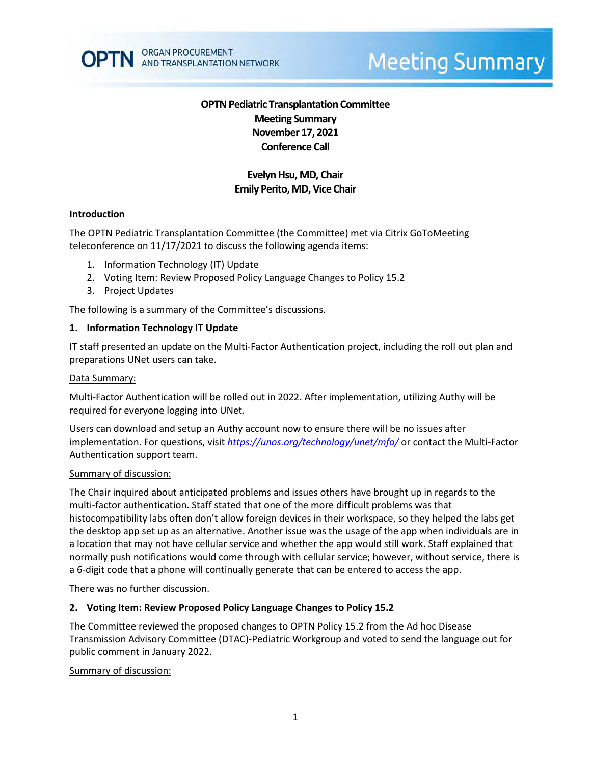# OPTN Pediatric Transplantation Committee
## Meeting Summary
## November 17, 2021
## Conference Call

**Evelyn Hsu, MD, Chair**
**Emily Perito, MD, Vice Chair**

### Introduction

The OPTN Pediatric Transplantation Committee (the Committee) met via Citrix GoToMeeting teleconference on 11/17/2021 to discuss the following agenda items:

1. Information Technology (IT) Update
2. Voting Item: Review Proposed Policy Language Changes to Policy 15.2
3. Project Updates

The following is a summary of the Committee's discussions.

### 1. Information Technology IT Update

IT staff presented an update on the Multi-Factor Authentication project, including the roll out plan and preparations UNet users can take.

Data Summary:

Multi-Factor Authentication will be rolled out in 2022. After implementation, utilizing Authy will be required for everyone logging into UNet.

Users can download and setup an Authy account now to ensure there will be no issues after implementation. For questions, visit *https://unos.org/technology/unet/mfa/* or contact the Multi-Factor Authentication support team.

Summary of discussion:

The Chair inquired about anticipated problems and issues others have brought up in regards to the multi-factor authentication. Staff stated that one of the more difficult problems was that histocompatibility labs often don't allow foreign devices in their workspace, so they helped the labs get the desktop app set up as an alternative. Another issue was the usage of the app when individuals are in a location that may not have cellular service and whether the app would still work. Staff explained that normally push notifications would come through with cellular service; however, without service, there is a 6-digit code that a phone will continually generate that can be entered to access the app.

There was no further discussion.

### 2. Voting Item: Review Proposed Policy Language Changes to Policy 15.2

The Committee reviewed the proposed changes to OPTN Policy 15.2 from the Ad hoc Disease Transmission Advisory Committee (DTAC)-Pediatric Workgroup and voted to send the language out for public comment in January 2022.

Summary of discussion: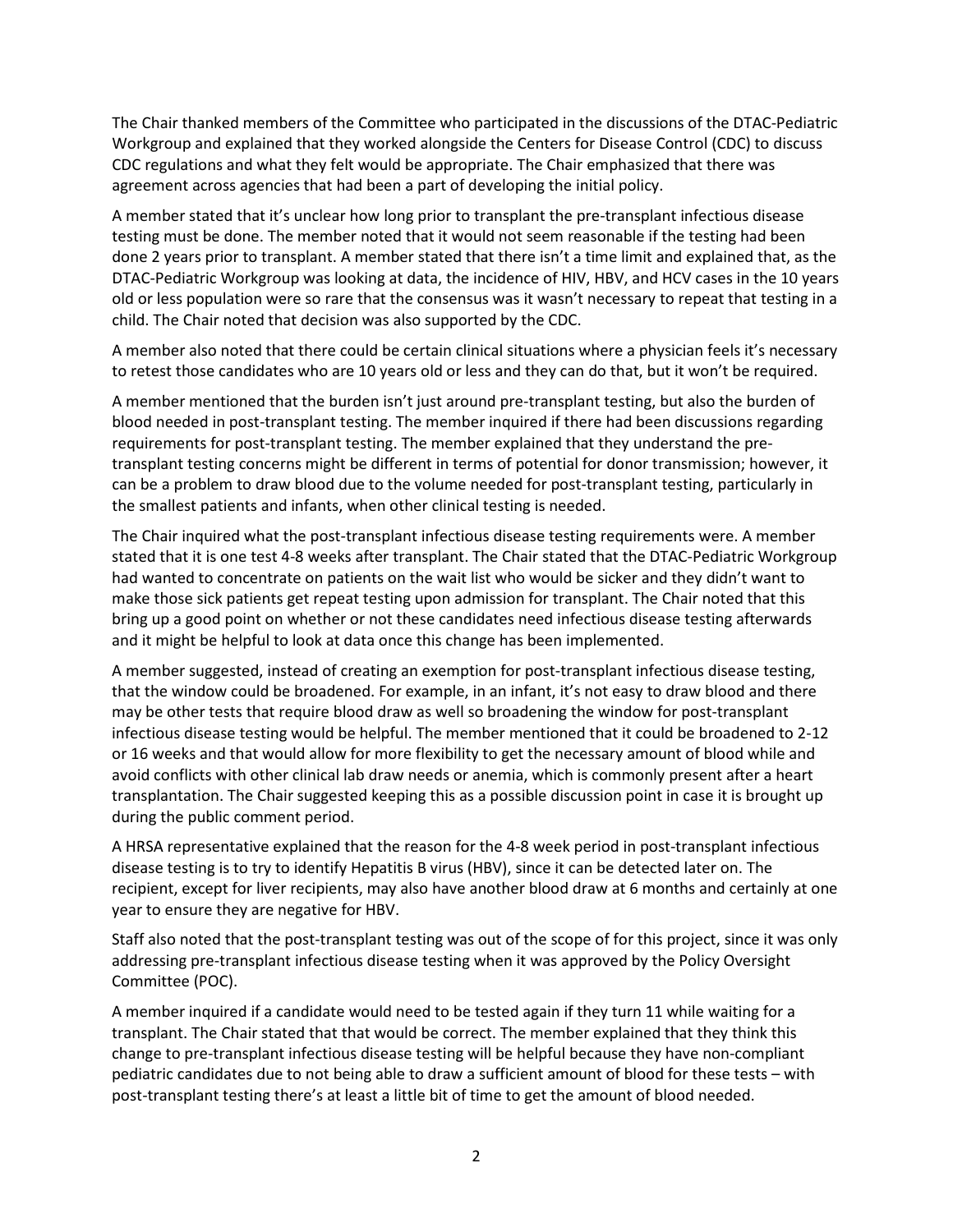The Chair thanked members of the Committee who participated in the discussions of the DTAC-Pediatric Workgroup and explained that they worked alongside the Centers for Disease Control (CDC) to discuss CDC regulations and what they felt would be appropriate. The Chair emphasized that there was agreement across agencies that had been a part of developing the initial policy.

A member stated that it's unclear how long prior to transplant the pre-transplant infectious disease testing must be done. The member noted that it would not seem reasonable if the testing had been done 2 years prior to transplant. A member stated that there isn't a time limit and explained that, as the DTAC-Pediatric Workgroup was looking at data, the incidence of HIV, HBV, and HCV cases in the 10 years old or less population were so rare that the consensus was it wasn't necessary to repeat that testing in a child. The Chair noted that decision was also supported by the CDC.

A member also noted that there could be certain clinical situations where a physician feels it's necessary to retest those candidates who are 10 years old or less and they can do that, but it won't be required.

A member mentioned that the burden isn't just around pre-transplant testing, but also the burden of blood needed in post-transplant testing. The member inquired if there had been discussions regarding requirements for post-transplant testing. The member explained that they understand the pre-transplant testing concerns might be different in terms of potential for donor transmission; however, it can be a problem to draw blood due to the volume needed for post-transplant testing, particularly in the smallest patients and infants, when other clinical testing is needed.

The Chair inquired what the post-transplant infectious disease testing requirements were. A member stated that it is one test 4-8 weeks after transplant. The Chair stated that the DTAC-Pediatric Workgroup had wanted to concentrate on patients on the wait list who would be sicker and they didn't want to make those sick patients get repeat testing upon admission for transplant. The Chair noted that this bring up a good point on whether or not these candidates need infectious disease testing afterwards and it might be helpful to look at data once this change has been implemented.

A member suggested, instead of creating an exemption for post-transplant infectious disease testing, that the window could be broadened. For example, in an infant, it's not easy to draw blood and there may be other tests that require blood draw as well so broadening the window for post-transplant infectious disease testing would be helpful. The member mentioned that it could be broadened to 2-12 or 16 weeks and that would allow for more flexibility to get the necessary amount of blood while and avoid conflicts with other clinical lab draw needs or anemia, which is commonly present after a heart transplantation. The Chair suggested keeping this as a possible discussion point in case it is brought up during the public comment period.

A HRSA representative explained that the reason for the 4-8 week period in post-transplant infectious disease testing is to try to identify Hepatitis B virus (HBV), since it can be detected later on. The recipient, except for liver recipients, may also have another blood draw at 6 months and certainly at one year to ensure they are negative for HBV.

Staff also noted that the post-transplant testing was out of the scope of for this project, since it was only addressing pre-transplant infectious disease testing when it was approved by the Policy Oversight Committee (POC).

A member inquired if a candidate would need to be tested again if they turn 11 while waiting for a transplant. The Chair stated that that would be correct. The member explained that they think this change to pre-transplant infectious disease testing will be helpful because they have non-compliant pediatric candidates due to not being able to draw a sufficient amount of blood for these tests – with post-transplant testing there's at least a little bit of time to get the amount of blood needed.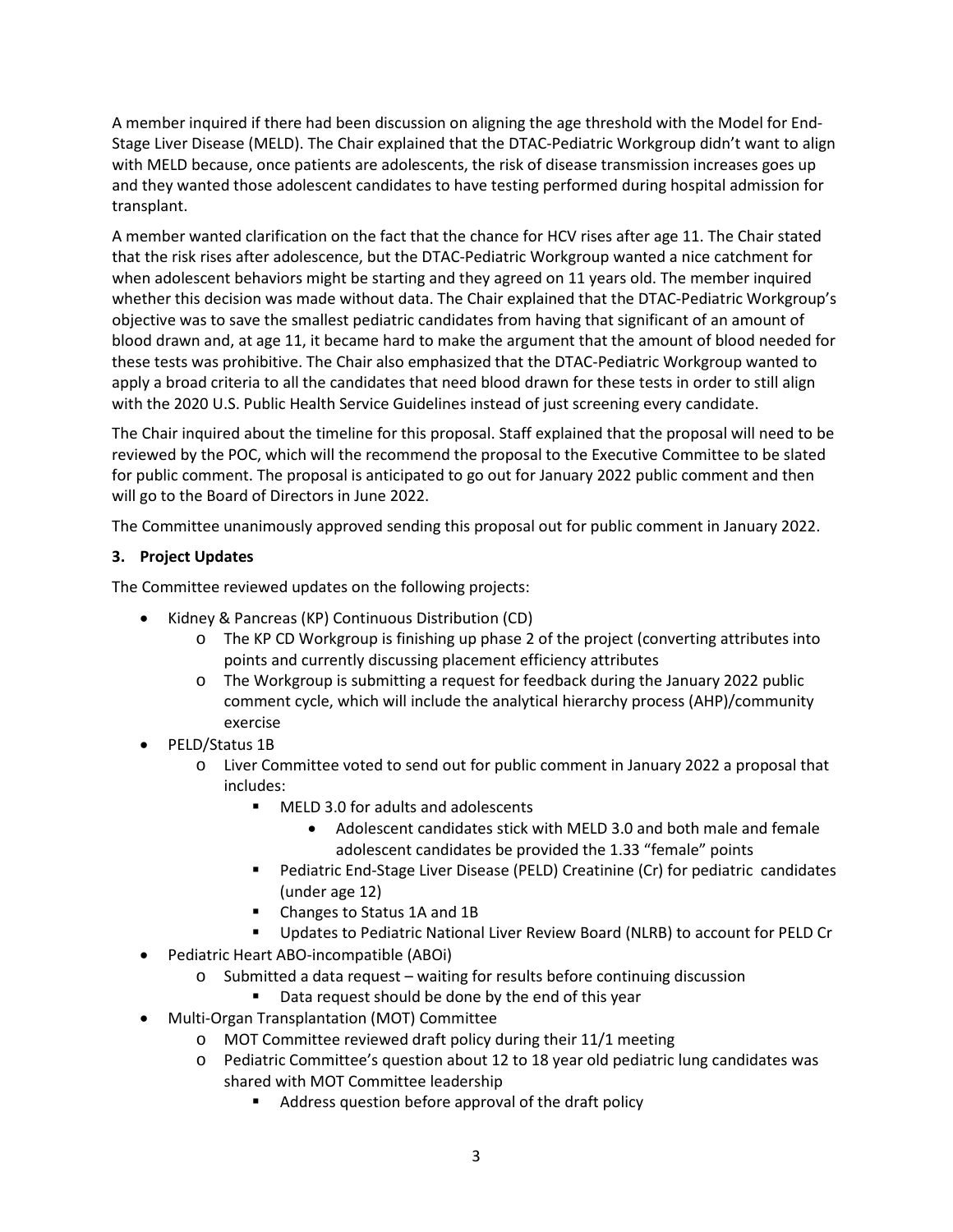A member inquired if there had been discussion on aligning the age threshold with the Model for End-Stage Liver Disease (MELD). The Chair explained that the DTAC-Pediatric Workgroup didn't want to align with MELD because, once patients are adolescents, the risk of disease transmission increases goes up and they wanted those adolescent candidates to have testing performed during hospital admission for transplant.

A member wanted clarification on the fact that the chance for HCV rises after age 11. The Chair stated that the risk rises after adolescence, but the DTAC-Pediatric Workgroup wanted a nice catchment for when adolescent behaviors might be starting and they agreed on 11 years old. The member inquired whether this decision was made without data. The Chair explained that the DTAC-Pediatric Workgroup's objective was to save the smallest pediatric candidates from having that significant of an amount of blood drawn and, at age 11, it became hard to make the argument that the amount of blood needed for these tests was prohibitive. The Chair also emphasized that the DTAC-Pediatric Workgroup wanted to apply a broad criteria to all the candidates that need blood drawn for these tests in order to still align with the 2020 U.S. Public Health Service Guidelines instead of just screening every candidate.

The Chair inquired about the timeline for this proposal. Staff explained that the proposal will need to be reviewed by the POC, which will the recommend the proposal to the Executive Committee to be slated for public comment. The proposal is anticipated to go out for January 2022 public comment and then will go to the Board of Directors in June 2022.

The Committee unanimously approved sending this proposal out for public comment in January 2022.

**3. Project Updates**

The Committee reviewed updates on the following projects:

- Kidney & Pancreas (KP) Continuous Distribution (CD)
  - The KP CD Workgroup is finishing up phase 2 of the project (converting attributes into points and currently discussing placement efficiency attributes
  - The Workgroup is submitting a request for feedback during the January 2022 public comment cycle, which will include the analytical hierarchy process (AHP)/community exercise
- PELD/Status 1B
  - Liver Committee voted to send out for public comment in January 2022 a proposal that includes:
    - MELD 3.0 for adults and adolescents
      - Adolescent candidates stick with MELD 3.0 and both male and female adolescent candidates be provided the 1.33 "female" points
    - Pediatric End-Stage Liver Disease (PELD) Creatinine (Cr) for pediatric candidates (under age 12)
    - Changes to Status 1A and 1B
    - Updates to Pediatric National Liver Review Board (NLRB) to account for PELD Cr
- Pediatric Heart ABO-incompatible (ABOi)
  - Submitted a data request – waiting for results before continuing discussion
    - Data request should be done by the end of this year
- Multi-Organ Transplantation (MOT) Committee
  - MOT Committee reviewed draft policy during their 11/1 meeting
  - Pediatric Committee's question about 12 to 18 year old pediatric lung candidates was shared with MOT Committee leadership
    - Address question before approval of the draft policy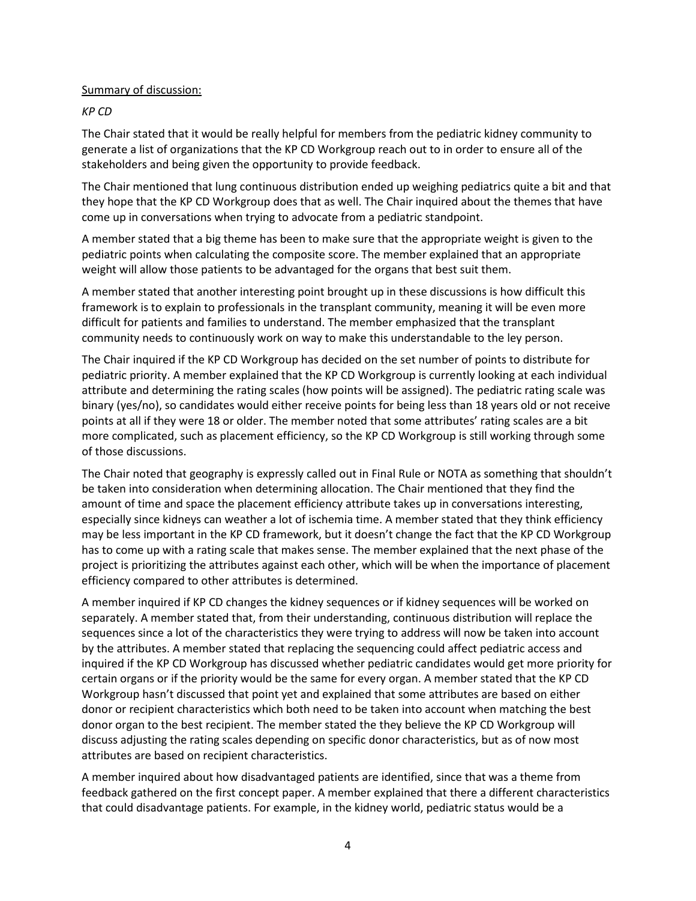Summary of discussion:

*KP CD*

The Chair stated that it would be really helpful for members from the pediatric kidney community to generate a list of organizations that the KP CD Workgroup reach out to in order to ensure all of the stakeholders and being given the opportunity to provide feedback.

The Chair mentioned that lung continuous distribution ended up weighing pediatrics quite a bit and that they hope that the KP CD Workgroup does that as well. The Chair inquired about the themes that have come up in conversations when trying to advocate from a pediatric standpoint.

A member stated that a big theme has been to make sure that the appropriate weight is given to the pediatric points when calculating the composite score. The member explained that an appropriate weight will allow those patients to be advantaged for the organs that best suit them.

A member stated that another interesting point brought up in these discussions is how difficult this framework is to explain to professionals in the transplant community, meaning it will be even more difficult for patients and families to understand. The member emphasized that the transplant community needs to continuously work on way to make this understandable to the ley person.

The Chair inquired if the KP CD Workgroup has decided on the set number of points to distribute for pediatric priority. A member explained that the KP CD Workgroup is currently looking at each individual attribute and determining the rating scales (how points will be assigned). The pediatric rating scale was binary (yes/no), so candidates would either receive points for being less than 18 years old or not receive points at all if they were 18 or older. The member noted that some attributes' rating scales are a bit more complicated, such as placement efficiency, so the KP CD Workgroup is still working through some of those discussions.

The Chair noted that geography is expressly called out in Final Rule or NOTA as something that shouldn't be taken into consideration when determining allocation. The Chair mentioned that they find the amount of time and space the placement efficiency attribute takes up in conversations interesting, especially since kidneys can weather a lot of ischemia time. A member stated that they think efficiency may be less important in the KP CD framework, but it doesn't change the fact that the KP CD Workgroup has to come up with a rating scale that makes sense. The member explained that the next phase of the project is prioritizing the attributes against each other, which will be when the importance of placement efficiency compared to other attributes is determined.

A member inquired if KP CD changes the kidney sequences or if kidney sequences will be worked on separately. A member stated that, from their understanding, continuous distribution will replace the sequences since a lot of the characteristics they were trying to address will now be taken into account by the attributes. A member stated that replacing the sequencing could affect pediatric access and inquired if the KP CD Workgroup has discussed whether pediatric candidates would get more priority for certain organs or if the priority would be the same for every organ. A member stated that the KP CD Workgroup hasn't discussed that point yet and explained that some attributes are based on either donor or recipient characteristics which both need to be taken into account when matching the best donor organ to the best recipient. The member stated the they believe the KP CD Workgroup will discuss adjusting the rating scales depending on specific donor characteristics, but as of now most attributes are based on recipient characteristics.

A member inquired about how disadvantaged patients are identified, since that was a theme from feedback gathered on the first concept paper. A member explained that there a different characteristics that could disadvantage patients. For example, in the kidney world, pediatric status would be a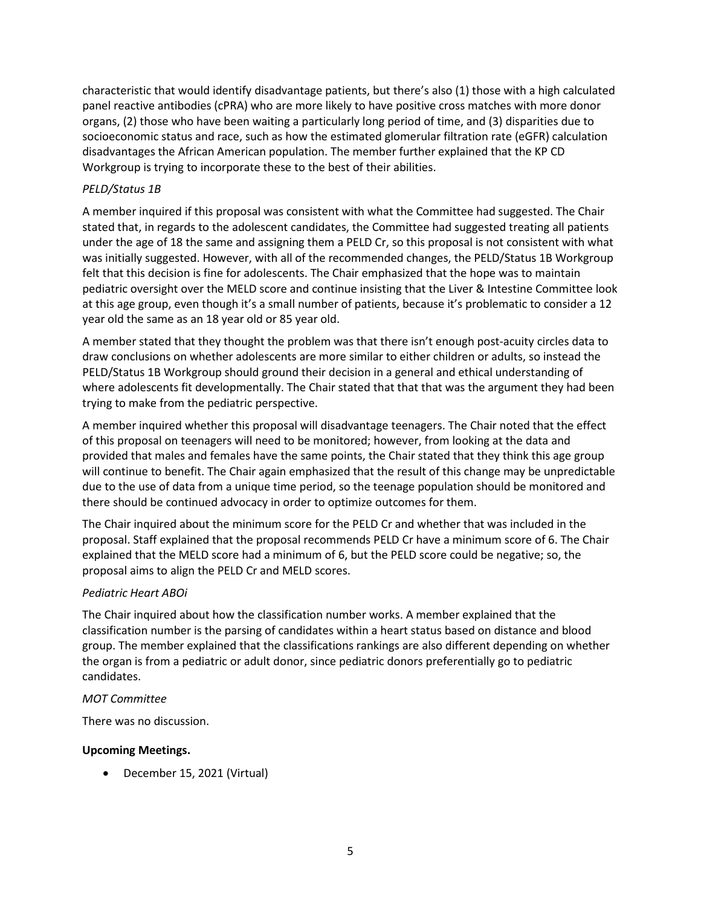characteristic that would identify disadvantage patients, but there's also (1) those with a high calculated panel reactive antibodies (cPRA) who are more likely to have positive cross matches with more donor organs, (2) those who have been waiting a particularly long period of time, and (3) disparities due to socioeconomic status and race, such as how the estimated glomerular filtration rate (eGFR) calculation disadvantages the African American population. The member further explained that the KP CD Workgroup is trying to incorporate these to the best of their abilities.

*PELD/Status 1B*

A member inquired if this proposal was consistent with what the Committee had suggested. The Chair stated that, in regards to the adolescent candidates, the Committee had suggested treating all patients under the age of 18 the same and assigning them a PELD Cr, so this proposal is not consistent with what was initially suggested. However, with all of the recommended changes, the PELD/Status 1B Workgroup felt that this decision is fine for adolescents. The Chair emphasized that the hope was to maintain pediatric oversight over the MELD score and continue insisting that the Liver & Intestine Committee look at this age group, even though it's a small number of patients, because it's problematic to consider a 12 year old the same as an 18 year old or 85 year old.

A member stated that they thought the problem was that there isn't enough post-acuity circles data to draw conclusions on whether adolescents are more similar to either children or adults, so instead the PELD/Status 1B Workgroup should ground their decision in a general and ethical understanding of where adolescents fit developmentally. The Chair stated that that that was the argument they had been trying to make from the pediatric perspective.

A member inquired whether this proposal will disadvantage teenagers. The Chair noted that the effect of this proposal on teenagers will need to be monitored; however, from looking at the data and provided that males and females have the same points, the Chair stated that they think this age group will continue to benefit. The Chair again emphasized that the result of this change may be unpredictable due to the use of data from a unique time period, so the teenage population should be monitored and there should be continued advocacy in order to optimize outcomes for them.

The Chair inquired about the minimum score for the PELD Cr and whether that was included in the proposal. Staff explained that the proposal recommends PELD Cr have a minimum score of 6. The Chair explained that the MELD score had a minimum of 6, but the PELD score could be negative; so, the proposal aims to align the PELD Cr and MELD scores.

*Pediatric Heart ABOi*

The Chair inquired about how the classification number works. A member explained that the classification number is the parsing of candidates within a heart status based on distance and blood group. The member explained that the classifications rankings are also different depending on whether the organ is from a pediatric or adult donor, since pediatric donors preferentially go to pediatric candidates.

*MOT Committee*

There was no discussion.

**Upcoming Meetings.**

- December 15, 2021 (Virtual)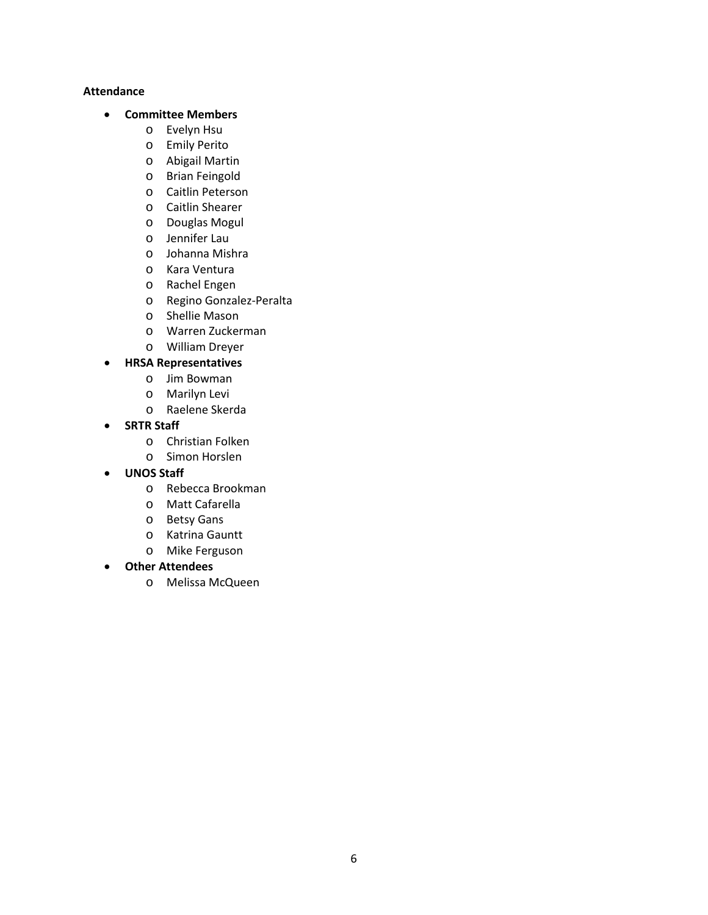**Attendance**

- **Committee Members**
  - Evelyn Hsu
  - Emily Perito
  - Abigail Martin
  - Brian Feingold
  - Caitlin Peterson
  - Caitlin Shearer
  - Douglas Mogul
  - Jennifer Lau
  - Johanna Mishra
  - Kara Ventura
  - Rachel Engen
  - Regino Gonzalez-Peralta
  - Shellie Mason
  - Warren Zuckerman
  - William Dreyer
- **HRSA Representatives**
  - Jim Bowman
  - Marilyn Levi
  - Raelene Skerda
- **SRTR Staff**
  - Christian Folken
  - Simon Horslen
- **UNOS Staff**
  - Rebecca Brookman
  - Matt Cafarella
  - Betsy Gans
  - Katrina Gauntt
  - Mike Ferguson
- **Other Attendees**
  - Melissa McQueen